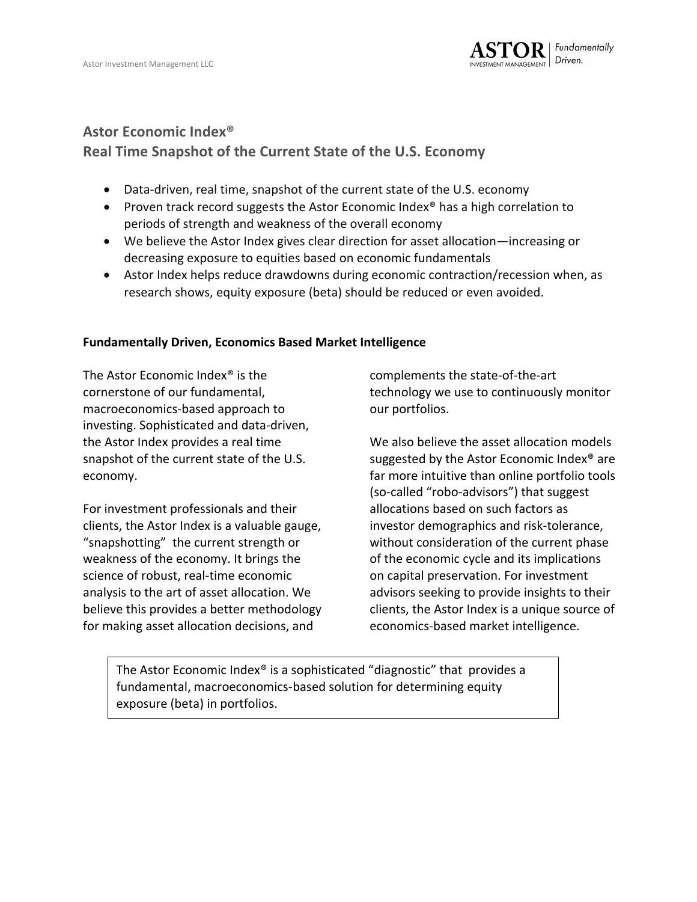# Astor Economic Index®
## Real Time Snapshot of the Current State of the U.S. Economy

- Data-driven, real time, snapshot of the current state of the U.S. economy
- Proven track record suggests the Astor Economic Index® has a high correlation to periods of strength and weakness of the overall economy
- We believe the Astor Index gives clear direction for asset allocation—increasing or decreasing exposure to equities based on economic fundamentals
- Astor Index helps reduce drawdowns during economic contraction/recession when, as research shows, equity exposure (beta) should be reduced or even avoided.

**Fundamentally Driven, Economics Based Market Intelligence**

The Astor Economic Index® is the cornerstone of our fundamental, macroeconomics-based approach to investing. Sophisticated and data-driven, the Astor Index provides a real time snapshot of the current state of the U.S. economy.

For investment professionals and their clients, the Astor Index is a valuable gauge, "snapshotting" the current strength or weakness of the economy. It brings the science of robust, real-time economic analysis to the art of asset allocation. We believe this provides a better methodology for making asset allocation decisions, and complements the state-of-the-art technology we use to continuously monitor our portfolios.

We also believe the asset allocation models suggested by the Astor Economic Index® are far more intuitive than online portfolio tools (so-called "robo-advisors") that suggest allocations based on such factors as investor demographics and risk-tolerance, without consideration of the current phase of the economic cycle and its implications on capital preservation. For investment advisors seeking to provide insights to their clients, the Astor Index is a unique source of economics-based market intelligence.

> The Astor Economic Index® is a sophisticated "diagnostic" that provides a fundamental, macroeconomics-based solution for determining equity exposure (beta) in portfolios.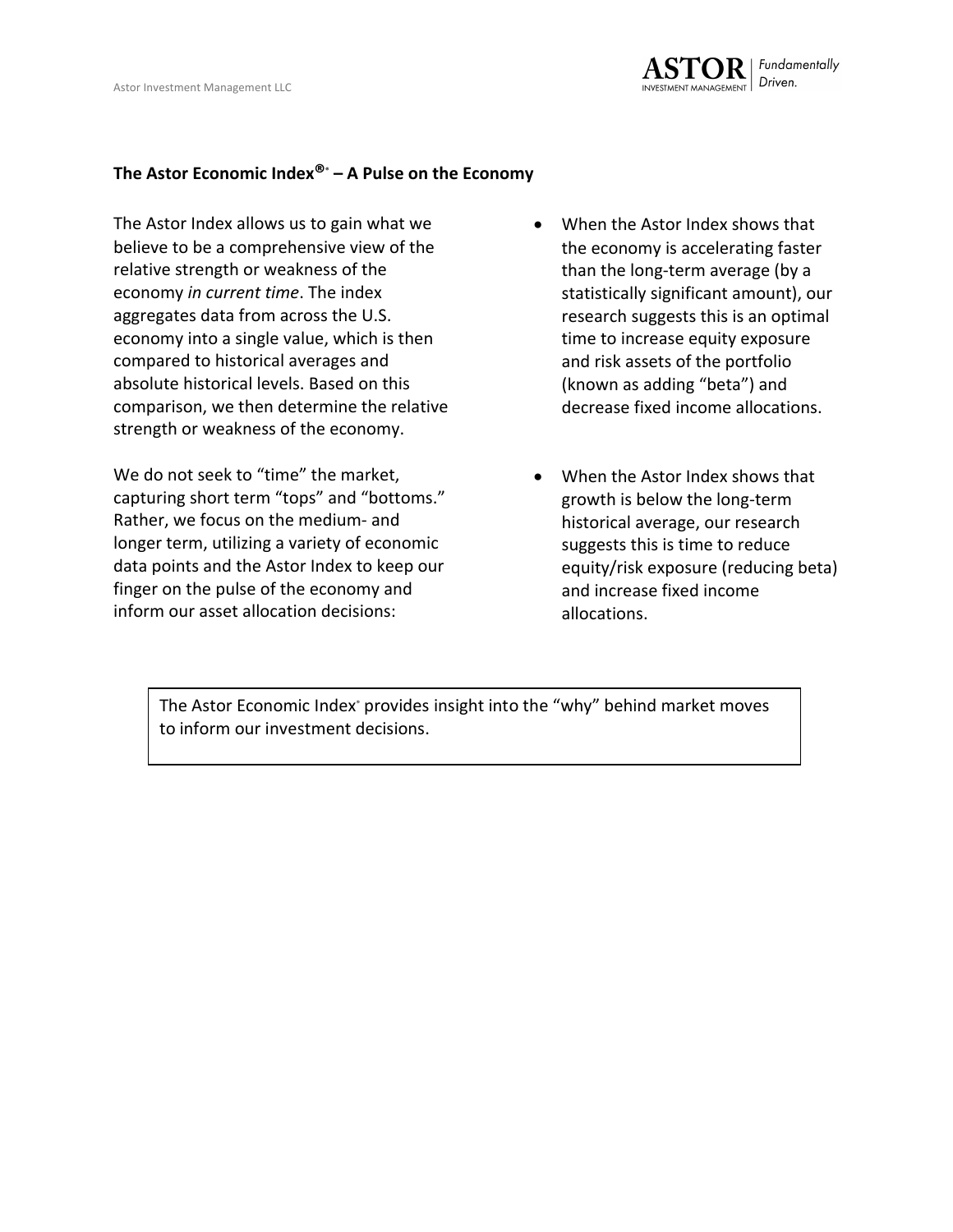**The Astor Economic Index®* – A Pulse on the Economy**

The Astor Index allows us to gain what we believe to be a comprehensive view of the relative strength or weakness of the economy *in current time*. The index aggregates data from across the U.S. economy into a single value, which is then compared to historical averages and absolute historical levels. Based on this comparison, we then determine the relative strength or weakness of the economy.

We do not seek to "time" the market, capturing short term "tops" and "bottoms." Rather, we focus on the medium- and longer term, utilizing a variety of economic data points and the Astor Index to keep our finger on the pulse of the economy and inform our asset allocation decisions:

- When the Astor Index shows that the economy is accelerating faster than the long-term average (by a statistically significant amount), our research suggests this is an optimal time to increase equity exposure and risk assets of the portfolio (known as adding "beta") and decrease fixed income allocations.
- When the Astor Index shows that growth is below the long-term historical average, our research suggests this is time to reduce equity/risk exposure (reducing beta) and increase fixed income allocations.

> The Astor Economic Index* provides insight into the "why" behind market moves to inform our investment decisions.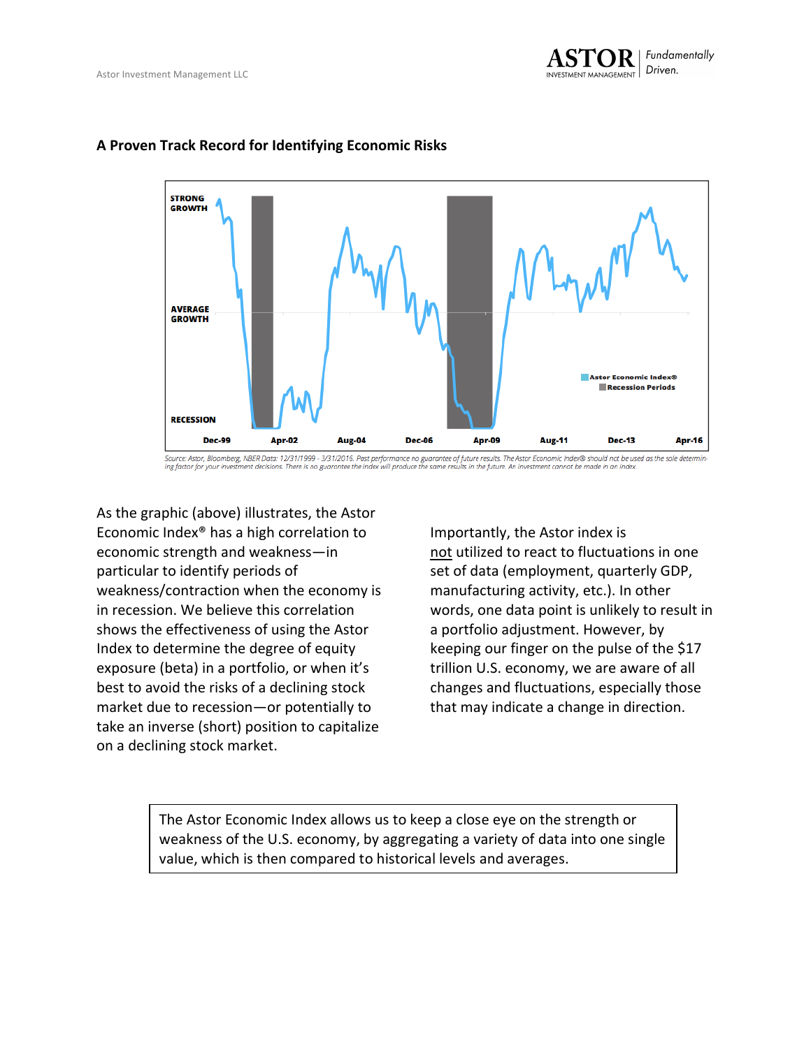## A Proven Track Record for Identifying Economic Risks

STRONG GROWTH

AVERAGE GROWTH

RECESSION

Dec-99 Apr-02 Aug-04 Dec-06 Apr-09 Aug-11 Dec-13 Apr-16

Astor Economic Index®

Recession Periods

*Source: Astor, Bloomberg, NBER Data: 12/31/1999 - 3/31/2016. Past performance no guarantee of future results. The Astor Economic Index® should not be used as the sole determining factor for your investment decisions. There is no guarantee the index will produce the same results in the future. An investment cannot be made in an index.*

As the graphic (above) illustrates, the Astor Economic Index® has a high correlation to economic strength and weakness—in particular to identify periods of weakness/contraction when the economy is in recession. We believe this correlation shows the effectiveness of using the Astor Index to determine the degree of equity exposure (beta) in a portfolio, or when it's best to avoid the risks of a declining stock market due to recession—or potentially to take an inverse (short) position to capitalize on a declining stock market.

Importantly, the Astor index is not utilized to react to fluctuations in one set of data (employment, quarterly GDP, manufacturing activity, etc.). In other words, one data point is unlikely to result in a portfolio adjustment. However, by keeping our finger on the pulse of the $17 trillion U.S. economy, we are aware of all changes and fluctuations, especially those that may indicate a change in direction.

> The Astor Economic Index allows us to keep a close eye on the strength or weakness of the U.S. economy, by aggregating a variety of data into one single value, which is then compared to historical levels and averages.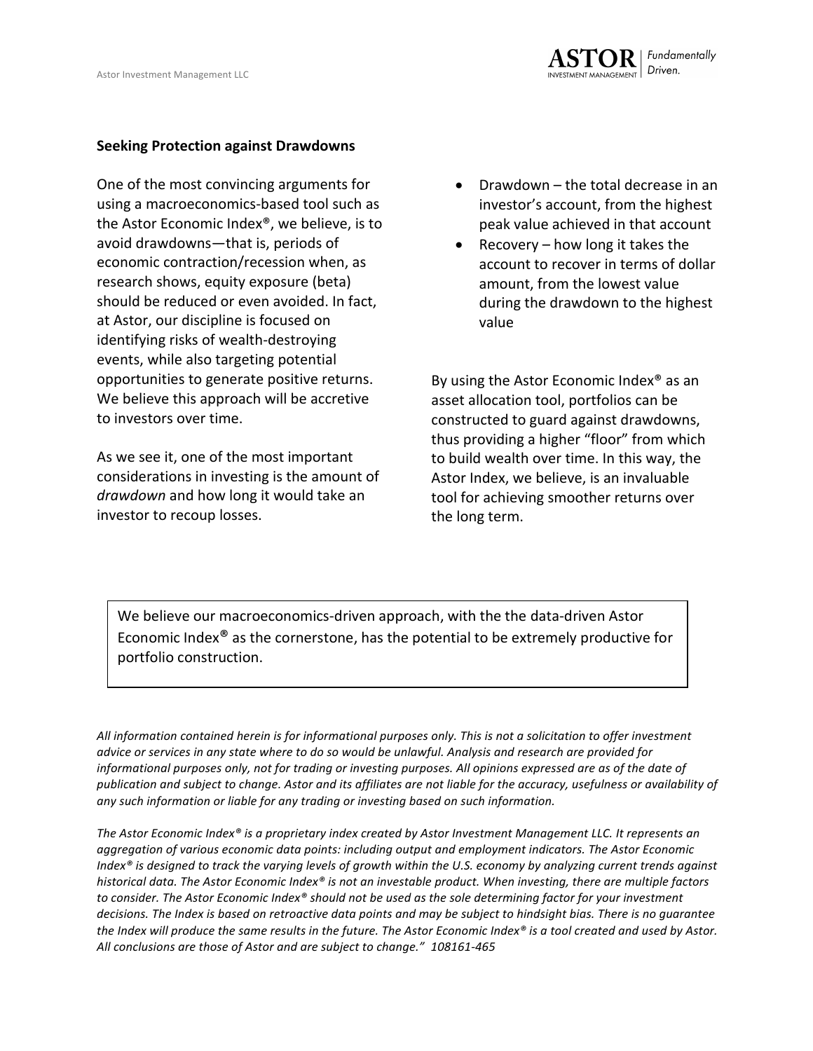**Seeking Protection against Drawdowns**

One of the most convincing arguments for using a macroeconomics-based tool such as the Astor Economic Index®, we believe, is to avoid drawdowns—that is, periods of economic contraction/recession when, as research shows, equity exposure (beta) should be reduced or even avoided. In fact, at Astor, our discipline is focused on identifying risks of wealth-destroying events, while also targeting potential opportunities to generate positive returns. We believe this approach will be accretive to investors over time.

As we see it, one of the most important considerations in investing is the amount of *drawdown* and how long it would take an investor to recoup losses.

- Drawdown – the total decrease in an investor's account, from the highest peak value achieved in that account
- Recovery – how long it takes the account to recover in terms of dollar amount, from the lowest value during the drawdown to the highest value

By using the Astor Economic Index® as an asset allocation tool, portfolios can be constructed to guard against drawdowns, thus providing a higher "floor" from which to build wealth over time. In this way, the Astor Index, we believe, is an invaluable tool for achieving smoother returns over the long term.

> We believe our macroeconomics-driven approach, with the the data-driven Astor Economic Index® as the cornerstone, has the potential to be extremely productive for portfolio construction.

*All information contained herein is for informational purposes only. This is not a solicitation to offer investment advice or services in any state where to do so would be unlawful. Analysis and research are provided for informational purposes only, not for trading or investing purposes. All opinions expressed are as of the date of publication and subject to change. Astor and its affiliates are not liable for the accuracy, usefulness or availability of any such information or liable for any trading or investing based on such information.*

*The Astor Economic Index® is a proprietary index created by Astor Investment Management LLC. It represents an aggregation of various economic data points: including output and employment indicators. The Astor Economic Index® is designed to track the varying levels of growth within the U.S. economy by analyzing current trends against historical data. The Astor Economic Index® is not an investable product. When investing, there are multiple factors to consider. The Astor Economic Index® should not be used as the sole determining factor for your investment decisions. The Index is based on retroactive data points and may be subject to hindsight bias. There is no guarantee the Index will produce the same results in the future. The Astor Economic Index® is a tool created and used by Astor. All conclusions are those of Astor and are subject to change." 108161-465*